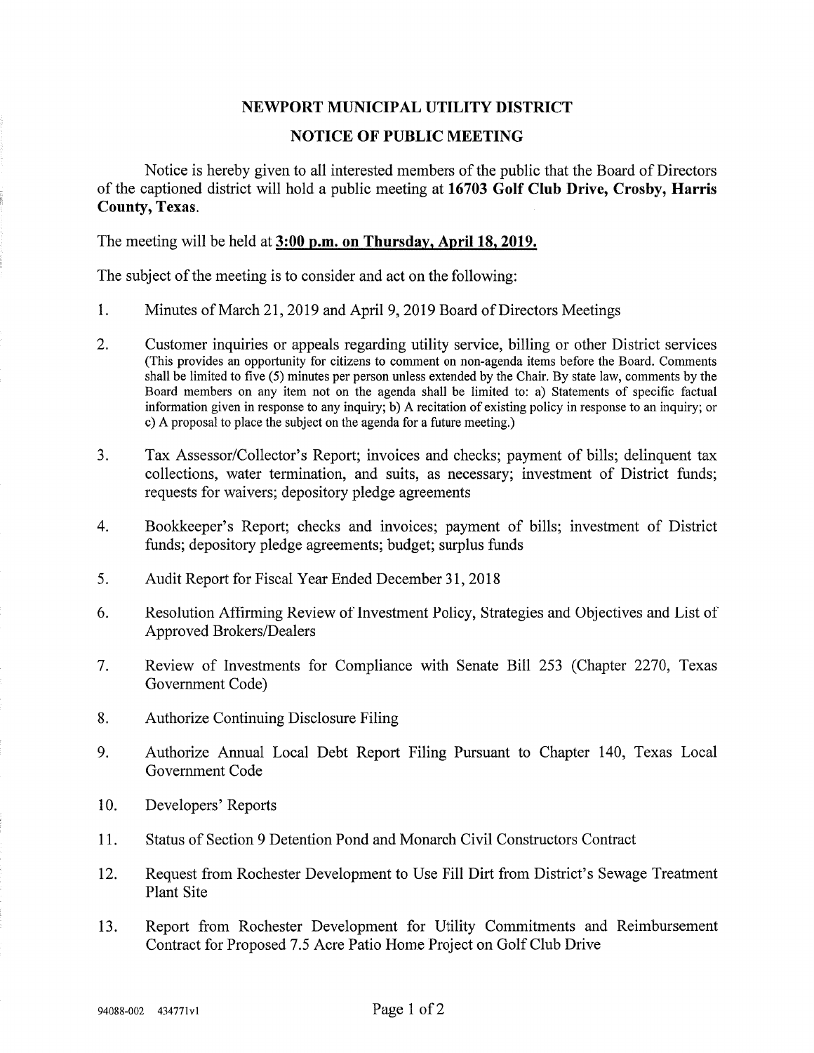# NEWPORT MUNICIPAL UTILITY DISTRICT

## NOTICE OF PUBLIC MEETING

Notice is hereby given to all interested members of the public that the Board of Directors of the captioned district will hold a public meeting at **16703 Golf Club Drive, Crosby, Harris County, Texas**.

The meeting will be held at **3:00 p.m. on Thursday, April 18, 2019.**

The subject of the meeting is to consider and act on the following:

1. Minutes of March 21, 2019 and April 9, 2019 Board of Directors Meetings

2. Customer inquiries or appeals regarding utility service, billing or other District services (This provides an opportunity for citizens to comment on non-agenda items before the Board. Comments shall be limited to five (5) minutes per person unless extended by the Chair. By state law, comments by the Board members on any item not on the agenda shall be limited to: a) Statements of specific factual information given in response to any inquiry; b) A recitation of existing policy in response to an inquiry; or c) A proposal to place the subject on the agenda for a future meeting.)

3. Tax Assessor/Collector's Report; invoices and checks; payment of bills; delinquent tax collections, water termination, and suits, as necessary; investment of District funds; requests for waivers; depository pledge agreements

4. Bookkeeper's Report; checks and invoices; payment of bills; investment of District funds; depository pledge agreements; budget; surplus funds

5. Audit Report for Fiscal Year Ended December 31, 2018

6. Resolution Affirming Review of Investment Policy, Strategies and Objectives and List of Approved Brokers/Dealers

7. Review of Investments for Compliance with Senate Bill 253 (Chapter 2270, Texas Government Code)

8. Authorize Continuing Disclosure Filing

9. Authorize Annual Local Debt Report Filing Pursuant to Chapter 140, Texas Local Government Code

10. Developers' Reports

11. Status of Section 9 Detention Pond and Monarch Civil Constructors Contract

12. Request from Rochester Development to Use Fill Dirt from District's Sewage Treatment Plant Site

13. Report from Rochester Development for Utility Commitments and Reimbursement Contract for Proposed 7.5 Acre Patio Home Project on Golf Club Drive

94088-002 434771v1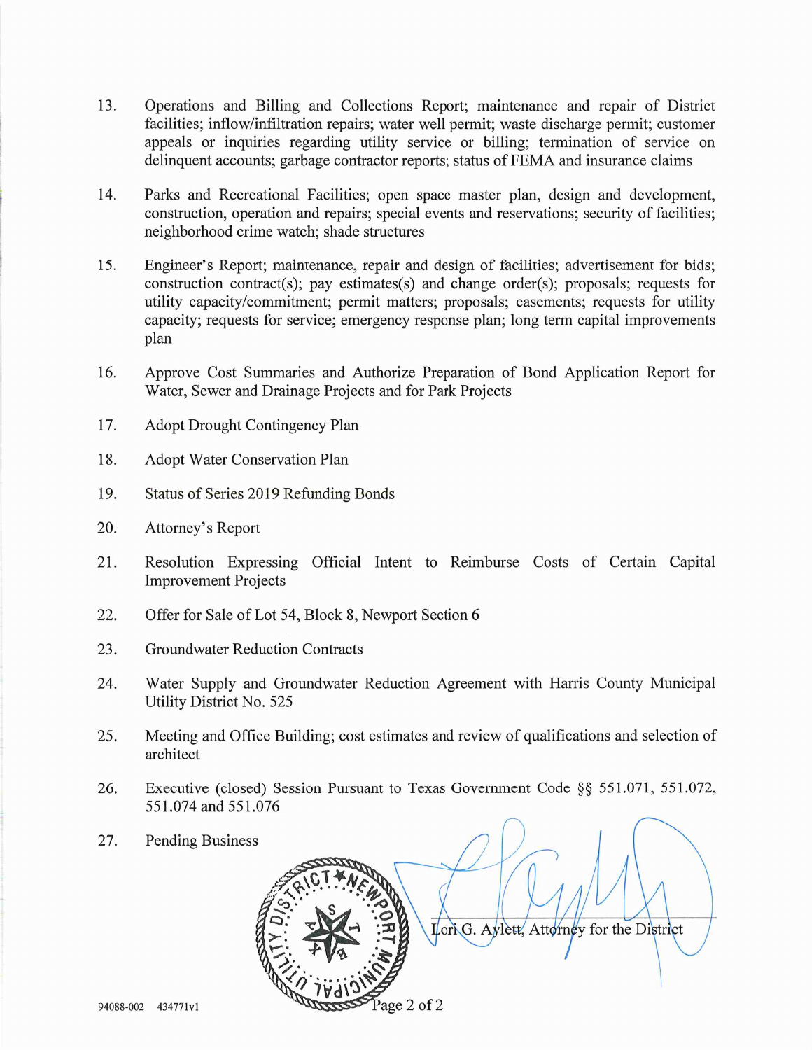13. Operations and Billing and Collections Report; maintenance and repair of District facilities; inflow/infiltration repairs; water well permit; waste discharge permit; customer appeals or inquiries regarding utility service or billing; termination of service on delinquent accounts; garbage contractor reports; status of FEMA and insurance claims

14. Parks and Recreational Facilities; open space master plan, design and development, construction, operation and repairs; special events and reservations; security of facilities; neighborhood crime watch; shade structures

15. Engineer's Report; maintenance, repair and design of facilities; advertisement for bids; construction contract(s); pay estimates(s) and change order(s); proposals; requests for utility capacity/commitment; permit matters; proposals; easements; requests for utility capacity; requests for service; emergency response plan; long term capital improvements plan

16. Approve Cost Summaries and Authorize Preparation of Bond Application Report for Water, Sewer and Drainage Projects and for Park Projects

17. Adopt Drought Contingency Plan

18. Adopt Water Conservation Plan

19. Status of Series 2019 Refunding Bonds

20. Attorney's Report

21. Resolution Expressing Official Intent to Reimburse Costs of Certain Capital Improvement Projects

22. Offer for Sale of Lot 54, Block 8, Newport Section 6

23. Groundwater Reduction Contracts

24. Water Supply and Groundwater Reduction Agreement with Harris County Municipal Utility District No. 525

25. Meeting and Office Building; cost estimates and review of qualifications and selection of architect

26. Executive (closed) Session Pursuant to Texas Government Code §§ 551.071, 551.072, 551.074 and 551.076

27. Pending Business

Lori G. Aylett, Attorney for the District

94088-002 434771v1